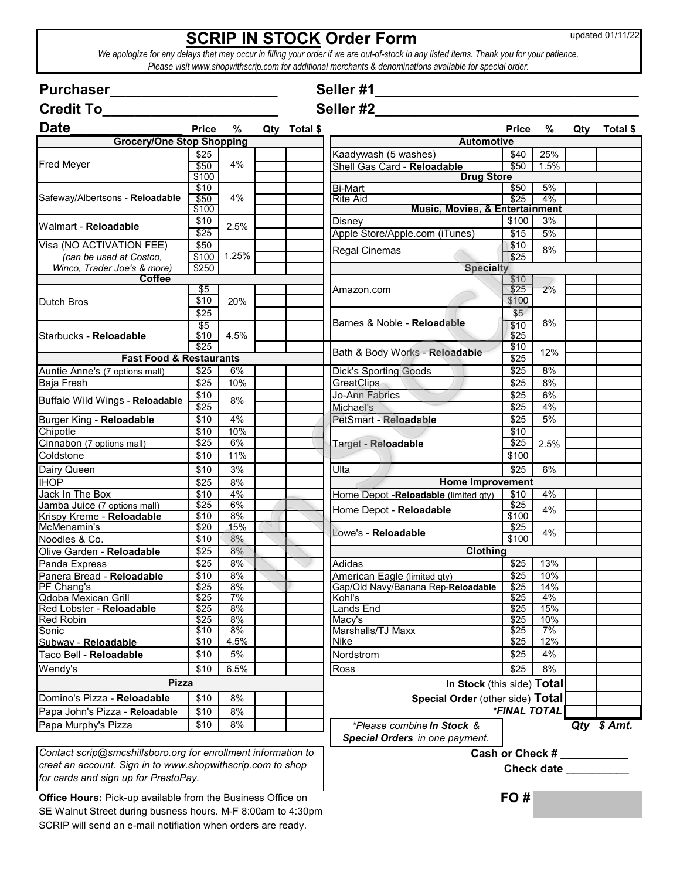# SCRIP IN STOCK Order Form

updated 01/11/22

*We apologize for any delays that may occur in filling your order if we are out-of-stock in any listed items. Thank you for your patience.*
*Please visit www.shopwithscrip.com for additional merchants & denominations available for special order.*

**Purchaser**_____________________ **Seller #1**__________________________________

**Credit To**______________________ **Seller #2**__________________________________

**Date**______________

| | Price | % | Qty | Total $ |
|---|---|---|---|---|
| **Grocery/One Stop Shopping** | | | | |
| Fred Meyer | $25 | 4% | | |
| | $50 | | | |
| | $100 | | | |
| Safeway/Albertsons - **Reloadable** | $10 | 4% | | |
| | $50 | | | |
| | $100 | | | |
| Walmart - **Reloadable** | $10 | 2.5% | | |
| | $25 | | | |
| Visa (NO ACTIVATION FEE) *(can be used at Costco, Winco, Trader Joe's & more)* | $50 | 1.25% | | |
| | $100 | | | |
| | $250 | | | |
| **Coffee** | | | | |
| Dutch Bros | $5 | 20% | | |
| | $10 | | | |
| | $25 | | | |
| Starbucks - **Reloadable** | $5 | 4.5% | | |
| | $10 | | | |
| | $25 | | | |
| **Fast Food & Restaurants** | | | | |
| Auntie Anne's (7 options mall) | $25 | 6% | | |
| Baja Fresh | $25 | 10% | | |
| Buffalo Wild Wings - **Reloadable** | $10 | 8% | | |
| | $25 | | | |
| Burger King - **Reloadable** | $10 | 4% | | |
| Chipotle | $10 | 10% | | |
| Cinnabon (7 options mall) | $25 | 6% | | |
| Coldstone | $10 | 11% | | |
| Dairy Queen | $10 | 3% | | |
| IHOP | $25 | 8% | | |
| Jack In The Box | $10 | 4% | | |
| Jamba Juice (7 options mall) | $25 | 6% | | |
| Krispy Kreme - **Reloadable** | $10 | 8% | | |
| McMenamin's | $20 | 15% | | |
| Noodles & Co. | $10 | 8% | | |
| Olive Garden - **Reloadable** | $25 | 8% | | |
| Panda Express | $25 | 8% | | |
| Panera Bread - **Reloadable** | $10 | 8% | | |
| PF Chang's | $25 | 8% | | |
| Qdoba Mexican Grill | $25 | 7% | | |
| Red Lobster - **Reloadable** | $25 | 8% | | |
| Red Robin | $25 | 8% | | |
| Sonic | $10 | 8% | | |
| Subway - **Reloadable** | $10 | 4.5% | | |
| Taco Bell - **Reloadable** | $10 | 5% | | |
| Wendy's | $10 | 6.5% | | |
| **Pizza** | | | | |
| Domino's Pizza **- Reloadable** | $10 | 8% | | |
| Papa John's Pizza - **Reloadable** | $10 | 8% | | |
| Papa Murphy's Pizza | $10 | 8% | | |

*Contact scrip@smcshillsboro.org for enrollment information to creat an account. Sign in to www.shopwithscrip.com to shop for cards and sign up for PrestoPay.*

**Office Hours:** Pick-up available from the Business Office on SE Walnut Street during busness hours. M-F 8:00am to 4:30pm SCRIP will send an e-mail notifiation when orders are ready.

| | Price | % | Qty | Total $ |
|---|---|---|---|---|
| **Automotive** | | | | |
| Kaadywash (5 washes) | $40 | 25% | | |
| Shell Gas Card - **Reloadable** | $50 | 1.5% | | |
| **Drug Store** | | | | |
| Bi-Mart | $50 | 5% | | |
| Rite Aid | $25 | 4% | | |
| **Music, Movies, & Entertainment** | | | | |
| Disney | $100 | 3% | | |
| Apple Store/Apple.com (iTunes) | $15 | 5% | | |
| Regal Cinemas | $10 | 8% | | |
| | $25 | | | |
| **Specialty** | | | | |
| Amazon.com | $10 | 2% | | |
| | $25 | | | |
| | $100 | | | |
| Barnes & Noble - **Reloadable** | $5 | 8% | | |
| | $10 | | | |
| | $25 | | | |
| Bath & Body Works - **Reloadable** | $10 | 12% | | |
| | $25 | | | |
| Dick's Sporting Goods | $25 | 8% | | |
| GreatClips | $25 | 8% | | |
| Jo-Ann Fabrics | $25 | 6% | | |
| Michael's | $25 | 4% | | |
| PetSmart - **Reloadable** | $25 | 5% | | |
| Target - **Reloadable** | $10 | 2.5% | | |
| | $25 | | | |
| | $100 | | | |
| Ulta | $25 | 6% | | |
| **Home Improvement** | | | | |
| Home Depot -**Reloadable** (limited qty) | $10 | 4% | | |
| Home Depot - **Reloadable** | $25 | 4% | | |
| | $100 | | | |
| Lowe's - **Reloadable** | $25 | 4% | | |
| | $100 | | | |
| **Clothing** | | | | |
| Adidas | $25 | 13% | | |
| American Eagle (limited qty) | $25 | 10% | | |
| Gap/Old Navy/Banana Rep-**Reloadable** | $25 | 14% | | |
| Kohl's | $25 | 4% | | |
| Lands End | $25 | 15% | | |
| Macy's | $25 | 10% | | |
| Marshalls/TJ Maxx | $25 | 7% | | |
| Nike | $25 | 12% | | |
| Nordstrom | $25 | 4% | | |
| Ross | $25 | 8% | | |

| | Qty | $ Amt. |
|---|---|---|
| **In Stock** (this side) **Total** | | |
| **Special Order** (other side) **Total** | | |
| ***FINAL TOTAL*** | | |

*\*Please combine **In Stock** & **Special Orders** in one payment.*

**Cash or Check #** ___________

**Check date** ___________

**FO #**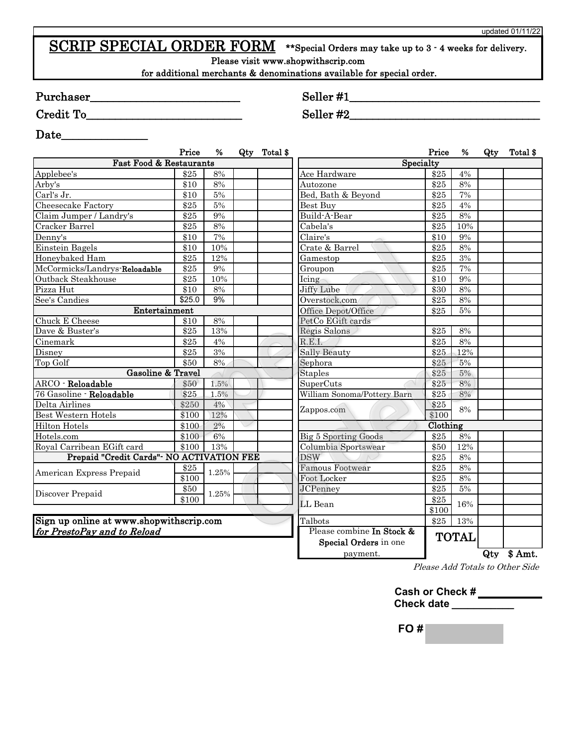updated 01/11/22

# SCRIP SPECIAL ORDER FORM

**Special Orders may take up to 3 - 4 weeks for delivery.

Please visit www.shopwithscrip.com

for additional merchants & denominations available for special order.

Purchaser___________________________ Seller #1_________________________________

Credit To___________________________ Seller #2_________________________________

Date_______________

| | Price | % | Qty | Total $ |
|---|---|---|---|---|
| **Fast Food & Restaurants** | | | | |
| Applebee's | $25 | 8% | | |
| Arby's | $10 | 8% | | |
| Carl's Jr. | $10 | 5% | | |
| Cheesecake Factory | $25 | 5% | | |
| Claim Jumper / Landry's | $25 | 9% | | |
| Cracker Barrel | $25 | 8% | | |
| Denny's | $10 | 7% | | |
| Einstein Bagels | $10 | 10% | | |
| Honeybaked Ham | $25 | 12% | | |
| McCormicks/Landrys-**Reloadable** | $25 | 9% | | |
| Outback Steakhouse | $25 | 10% | | |
| Pizza Hut | $10 | 8% | | |
| See's Candies | $25.0 | 9% | | |
| **Entertainment** | | | | |
| Chuck E Cheese | $10 | 8% | | |
| Dave & Buster's | $25 | 13% | | |
| Cinemark | $25 | 4% | | |
| Disney | $25 | 3% | | |
| Top Golf | $50 | 8% | | |
| **Gasoline & Travel** | | | | |
| ARCO - **Reloadable** | $50 | 1.5% | | |
| 76 Gasoline - **Reloadable** | $25 | 1.5% | | |
| Delta Airlines | $250 | 4% | | |
| Best Western Hotels | $100 | 12% | | |
| Hilton Hotels | $100 | 2% | | |
| Hotels.com | $100 | 6% | | |
| Royal Carribean EGift card | $100 | 13% | | |
| **Prepaid "Credit Cards"- NO ACTIVATION FEE** | | | | |
| American Express Prepaid | $25 | 1.25% | | |
| | $100 | | | |
| Discover Prepaid | $50 | 1.25% | | |
| | $100 | | | |

Sign up online at www.shopwithscrip.com
*for PrestoPay and to Reload*

| | Price | % | Qty | Total $ |
|---|---|---|---|---|
| **Specialty** | | | | |
| Ace Hardware | $25 | 4% | | |
| Autozone | $25 | 8% | | |
| Bed, Bath & Beyond | $25 | 7% | | |
| Best Buy | $25 | 4% | | |
| Build-A-Bear | $25 | 8% | | |
| Cabela's | $25 | 10% | | |
| Claire's | $10 | 9% | | |
| Crate & Barrel | $25 | 8% | | |
| Gamestop | $25 | 3% | | |
| Groupon | $25 | 7% | | |
| Icing | $10 | 9% | | |
| Jiffy Lube | $30 | 8% | | |
| Overstock.com | $25 | 8% | | |
| Office Depot/Office | $25 | 5% | | |
| PetCo EGift cards | | | | |
| Regis Salons | $25 | 8% | | |
| R.E.I. | $25 | 8% | | |
| Sally Beauty | $25 | 12% | | |
| Sephora | $25 | 5% | | |
| Staples | $25 | 5% | | |
| SuperCuts | $25 | 8% | | |
| William Sonoma/Pottery Barn | $25 | 8% | | |
| Zappos.com | $25 | 8% | | |
| | $100 | | | |
| **Clothing** | | | | |
| Big 5 Sporting Goods | $25 | 8% | | |
| Columbia Sportswear | $50 | 12% | | |
| DSW | $25 | 8% | | |
| Famous Footwear | $25 | 8% | | |
| Foot Locker | $25 | 8% | | |
| JCPenney | $25 | 5% | | |
| LL Bean | $25 | 16% | | |
| | $100 | | | |
| Talbots | $25 | 13% | | |
| Please combine **In Stock & Special Orders** in one payment. | **TOTAL** | | | |
| | | | Qty | $ Amt. |

*Please Add Totals to Other Side*

**Cash or Check #** ___________
**Check date** ___________

**FO #**